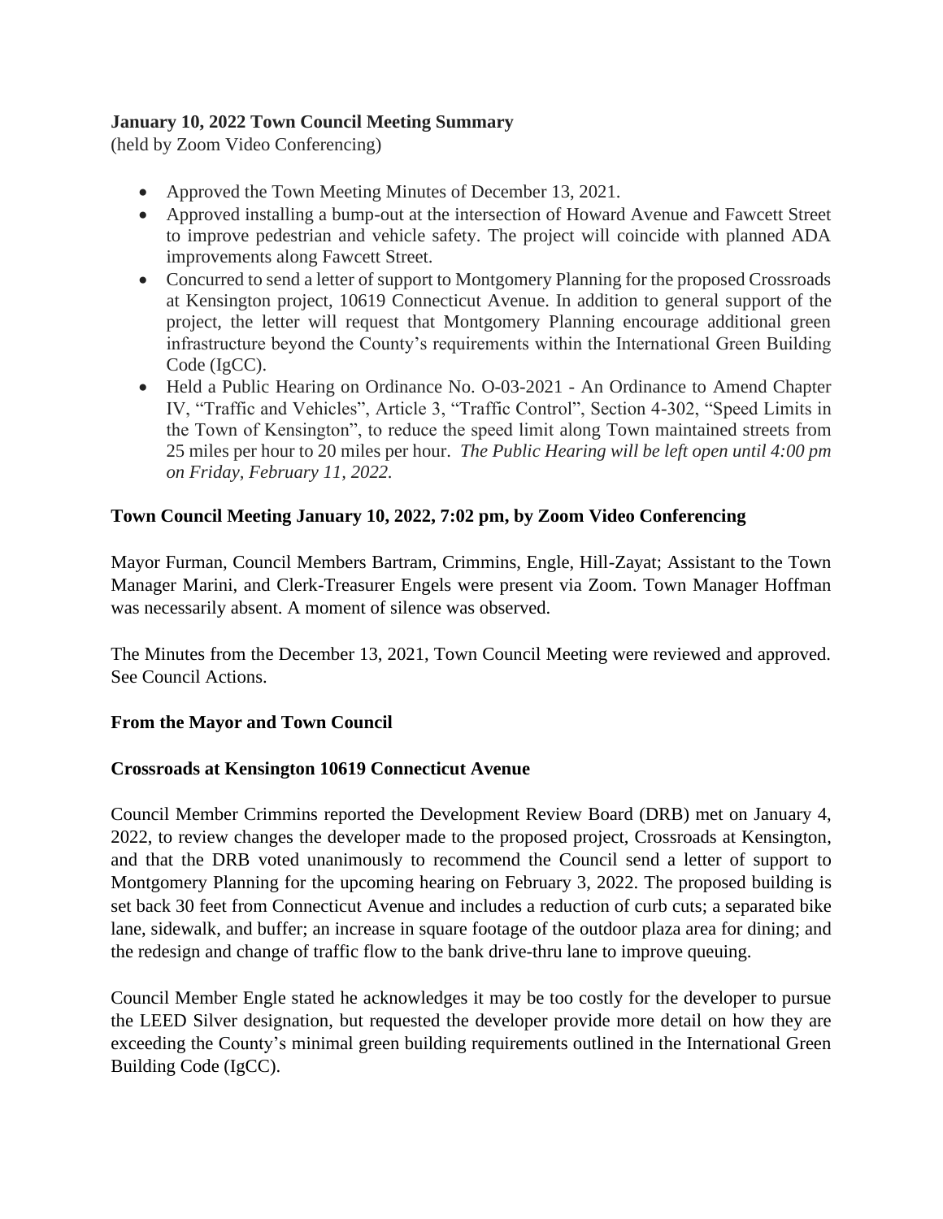**January 10, 2022 Town Council Meeting Summary**
(held by Zoom Video Conferencing)

- Approved the Town Meeting Minutes of December 13, 2021.
- Approved installing a bump-out at the intersection of Howard Avenue and Fawcett Street to improve pedestrian and vehicle safety. The project will coincide with planned ADA improvements along Fawcett Street.
- Concurred to send a letter of support to Montgomery Planning for the proposed Crossroads at Kensington project, 10619 Connecticut Avenue. In addition to general support of the project, the letter will request that Montgomery Planning encourage additional green infrastructure beyond the County's requirements within the International Green Building Code (IgCC).
- Held a Public Hearing on Ordinance No. O-03-2021 - An Ordinance to Amend Chapter IV, "Traffic and Vehicles", Article 3, "Traffic Control", Section 4-302, "Speed Limits in the Town of Kensington", to reduce the speed limit along Town maintained streets from 25 miles per hour to 20 miles per hour. *The Public Hearing will be left open until 4:00 pm on Friday, February 11, 2022.*

**Town Council Meeting January 10, 2022, 7:02 pm, by Zoom Video Conferencing**

Mayor Furman, Council Members Bartram, Crimmins, Engle, Hill-Zayat; Assistant to the Town Manager Marini, and Clerk-Treasurer Engels were present via Zoom. Town Manager Hoffman was necessarily absent. A moment of silence was observed.

The Minutes from the December 13, 2021, Town Council Meeting were reviewed and approved. See Council Actions.

**From the Mayor and Town Council**

**Crossroads at Kensington 10619 Connecticut Avenue**

Council Member Crimmins reported the Development Review Board (DRB) met on January 4, 2022, to review changes the developer made to the proposed project, Crossroads at Kensington, and that the DRB voted unanimously to recommend the Council send a letter of support to Montgomery Planning for the upcoming hearing on February 3, 2022. The proposed building is set back 30 feet from Connecticut Avenue and includes a reduction of curb cuts; a separated bike lane, sidewalk, and buffer; an increase in square footage of the outdoor plaza area for dining; and the redesign and change of traffic flow to the bank drive-thru lane to improve queuing.

Council Member Engle stated he acknowledges it may be too costly for the developer to pursue the LEED Silver designation, but requested the developer provide more detail on how they are exceeding the County's minimal green building requirements outlined in the International Green Building Code (IgCC).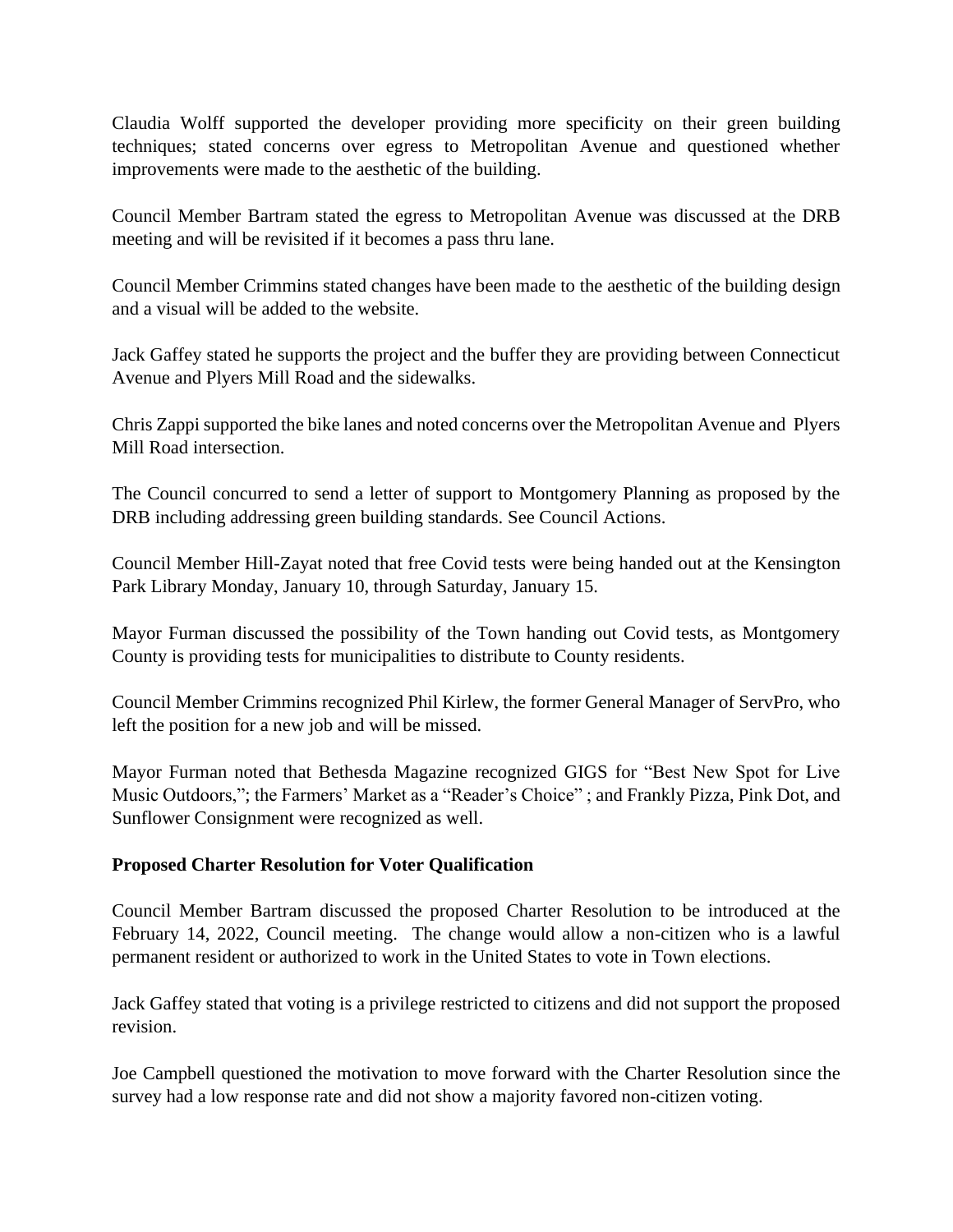Claudia Wolff supported the developer providing more specificity on their green building techniques; stated concerns over egress to Metropolitan Avenue and questioned whether improvements were made to the aesthetic of the building.

Council Member Bartram stated the egress to Metropolitan Avenue was discussed at the DRB meeting and will be revisited if it becomes a pass thru lane.

Council Member Crimmins stated changes have been made to the aesthetic of the building design and a visual will be added to the website.

Jack Gaffey stated he supports the project and the buffer they are providing between Connecticut Avenue and Plyers Mill Road and the sidewalks.

Chris Zappi supported the bike lanes and noted concerns over the Metropolitan Avenue and Plyers Mill Road intersection.

The Council concurred to send a letter of support to Montgomery Planning as proposed by the DRB including addressing green building standards. See Council Actions.

Council Member Hill-Zayat noted that free Covid tests were being handed out at the Kensington Park Library Monday, January 10, through Saturday, January 15.

Mayor Furman discussed the possibility of the Town handing out Covid tests, as Montgomery County is providing tests for municipalities to distribute to County residents.

Council Member Crimmins recognized Phil Kirlew, the former General Manager of ServPro, who left the position for a new job and will be missed.

Mayor Furman noted that Bethesda Magazine recognized GIGS for "Best New Spot for Live Music Outdoors,"; the Farmers' Market as a "Reader's Choice" ; and Frankly Pizza, Pink Dot, and Sunflower Consignment were recognized as well.

**Proposed Charter Resolution for Voter Qualification**

Council Member Bartram discussed the proposed Charter Resolution to be introduced at the February 14, 2022, Council meeting. The change would allow a non-citizen who is a lawful permanent resident or authorized to work in the United States to vote in Town elections.

Jack Gaffey stated that voting is a privilege restricted to citizens and did not support the proposed revision.

Joe Campbell questioned the motivation to move forward with the Charter Resolution since the survey had a low response rate and did not show a majority favored non-citizen voting.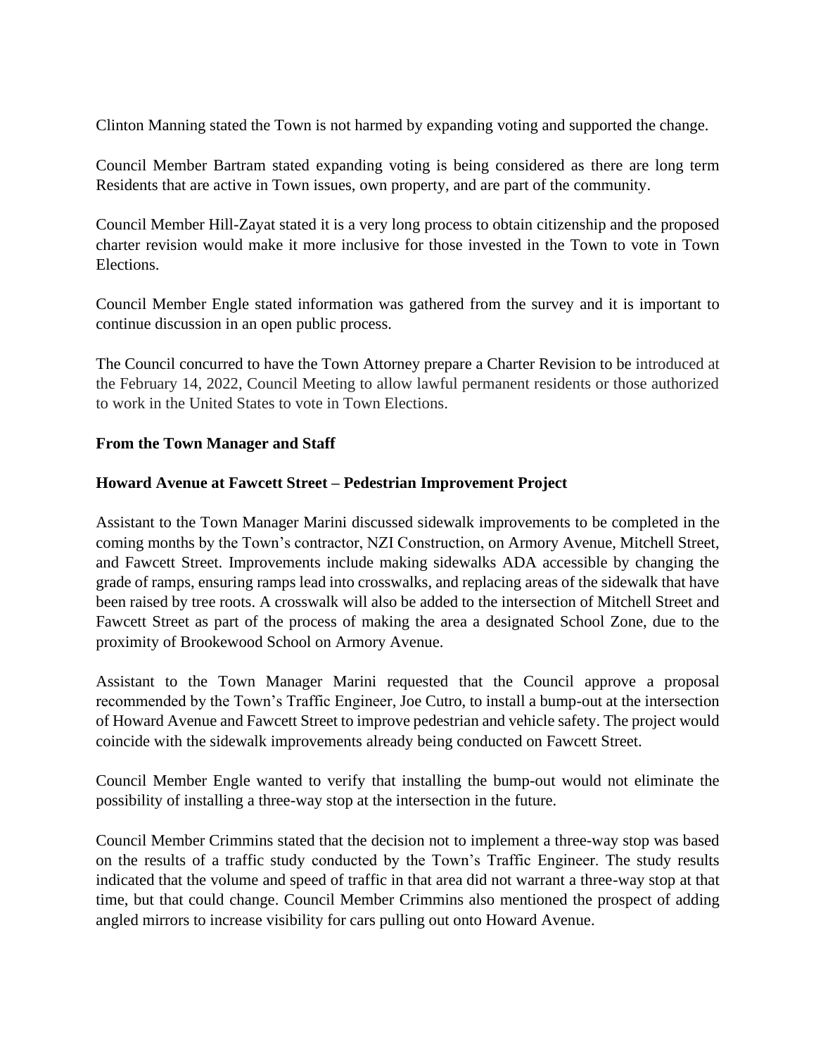Clinton Manning stated the Town is not harmed by expanding voting and supported the change.

Council Member Bartram stated expanding voting is being considered as there are long term Residents that are active in Town issues, own property, and are part of the community.

Council Member Hill-Zayat stated it is a very long process to obtain citizenship and the proposed charter revision would make it more inclusive for those invested in the Town to vote in Town Elections.

Council Member Engle stated information was gathered from the survey and it is important to continue discussion in an open public process.

The Council concurred to have the Town Attorney prepare a Charter Revision to be introduced at the February 14, 2022, Council Meeting to allow lawful permanent residents or those authorized to work in the United States to vote in Town Elections.

**From the Town Manager and Staff**

**Howard Avenue at Fawcett Street – Pedestrian Improvement Project**

Assistant to the Town Manager Marini discussed sidewalk improvements to be completed in the coming months by the Town's contractor, NZI Construction, on Armory Avenue, Mitchell Street, and Fawcett Street. Improvements include making sidewalks ADA accessible by changing the grade of ramps, ensuring ramps lead into crosswalks, and replacing areas of the sidewalk that have been raised by tree roots. A crosswalk will also be added to the intersection of Mitchell Street and Fawcett Street as part of the process of making the area a designated School Zone, due to the proximity of Brookewood School on Armory Avenue.

Assistant to the Town Manager Marini requested that the Council approve a proposal recommended by the Town's Traffic Engineer, Joe Cutro, to install a bump-out at the intersection of Howard Avenue and Fawcett Street to improve pedestrian and vehicle safety. The project would coincide with the sidewalk improvements already being conducted on Fawcett Street.

Council Member Engle wanted to verify that installing the bump-out would not eliminate the possibility of installing a three-way stop at the intersection in the future.

Council Member Crimmins stated that the decision not to implement a three-way stop was based on the results of a traffic study conducted by the Town's Traffic Engineer. The study results indicated that the volume and speed of traffic in that area did not warrant a three-way stop at that time, but that could change. Council Member Crimmins also mentioned the prospect of adding angled mirrors to increase visibility for cars pulling out onto Howard Avenue.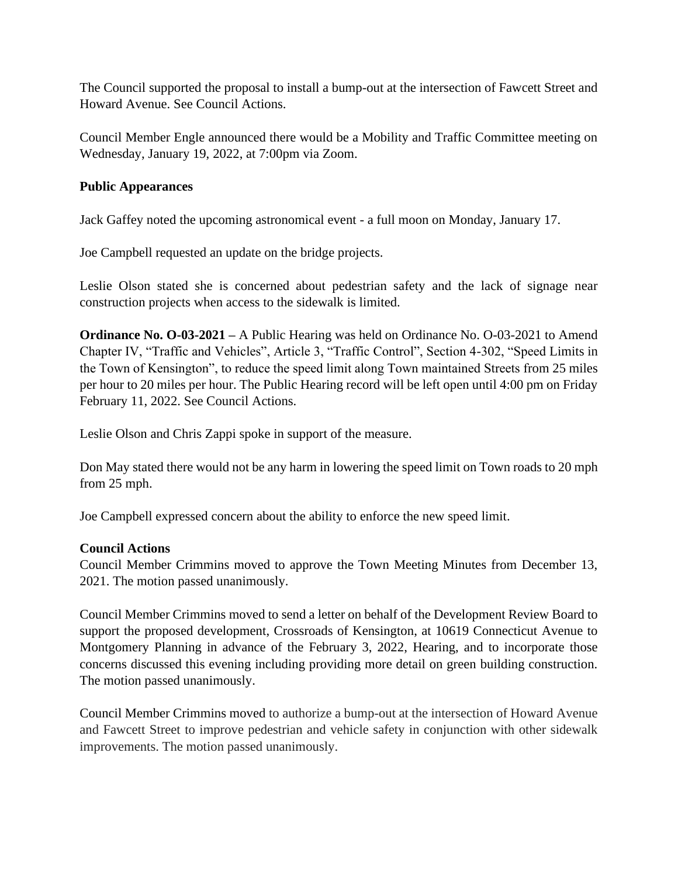The Council supported the proposal to install a bump-out at the intersection of Fawcett Street and Howard Avenue. See Council Actions.

Council Member Engle announced there would be a Mobility and Traffic Committee meeting on Wednesday, January 19, 2022, at 7:00pm via Zoom.

**Public Appearances**

Jack Gaffey noted the upcoming astronomical event - a full moon on Monday, January 17.

Joe Campbell requested an update on the bridge projects.

Leslie Olson stated she is concerned about pedestrian safety and the lack of signage near construction projects when access to the sidewalk is limited.

**Ordinance No. O-03-2021 –** A Public Hearing was held on Ordinance No. O-03-2021 to Amend Chapter IV, "Traffic and Vehicles", Article 3, "Traffic Control", Section 4-302, "Speed Limits in the Town of Kensington", to reduce the speed limit along Town maintained Streets from 25 miles per hour to 20 miles per hour. The Public Hearing record will be left open until 4:00 pm on Friday February 11, 2022. See Council Actions.

Leslie Olson and Chris Zappi spoke in support of the measure.

Don May stated there would not be any harm in lowering the speed limit on Town roads to 20 mph from 25 mph.

Joe Campbell expressed concern about the ability to enforce the new speed limit.

**Council Actions**

Council Member Crimmins moved to approve the Town Meeting Minutes from December 13, 2021. The motion passed unanimously.

Council Member Crimmins moved to send a letter on behalf of the Development Review Board to support the proposed development, Crossroads of Kensington, at 10619 Connecticut Avenue to Montgomery Planning in advance of the February 3, 2022, Hearing, and to incorporate those concerns discussed this evening including providing more detail on green building construction. The motion passed unanimously.

Council Member Crimmins moved to authorize a bump-out at the intersection of Howard Avenue and Fawcett Street to improve pedestrian and vehicle safety in conjunction with other sidewalk improvements. The motion passed unanimously.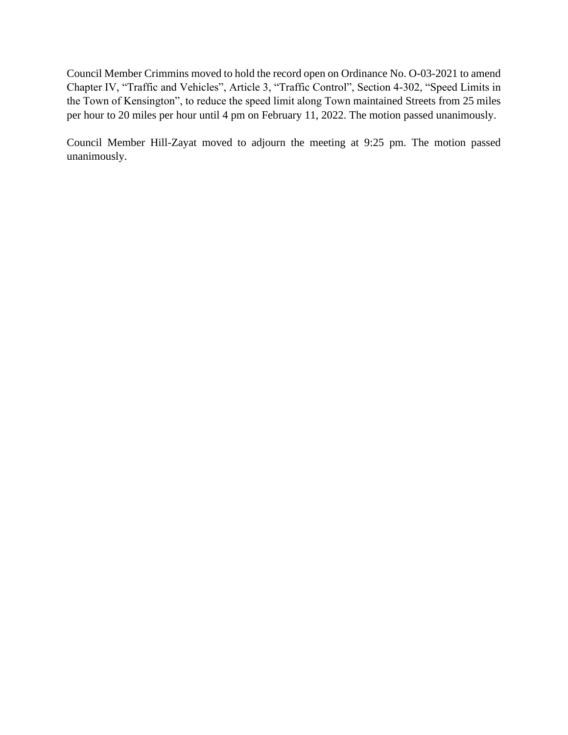Council Member Crimmins moved to hold the record open on Ordinance No. O-03-2021 to amend Chapter IV, “Traffic and Vehicles”, Article 3, “Traffic Control”, Section 4-302, “Speed Limits in the Town of Kensington”, to reduce the speed limit along Town maintained Streets from 25 miles per hour to 20 miles per hour until 4 pm on February 11, 2022. The motion passed unanimously.

Council Member Hill-Zayat moved to adjourn the meeting at 9:25 pm. The motion passed unanimously.